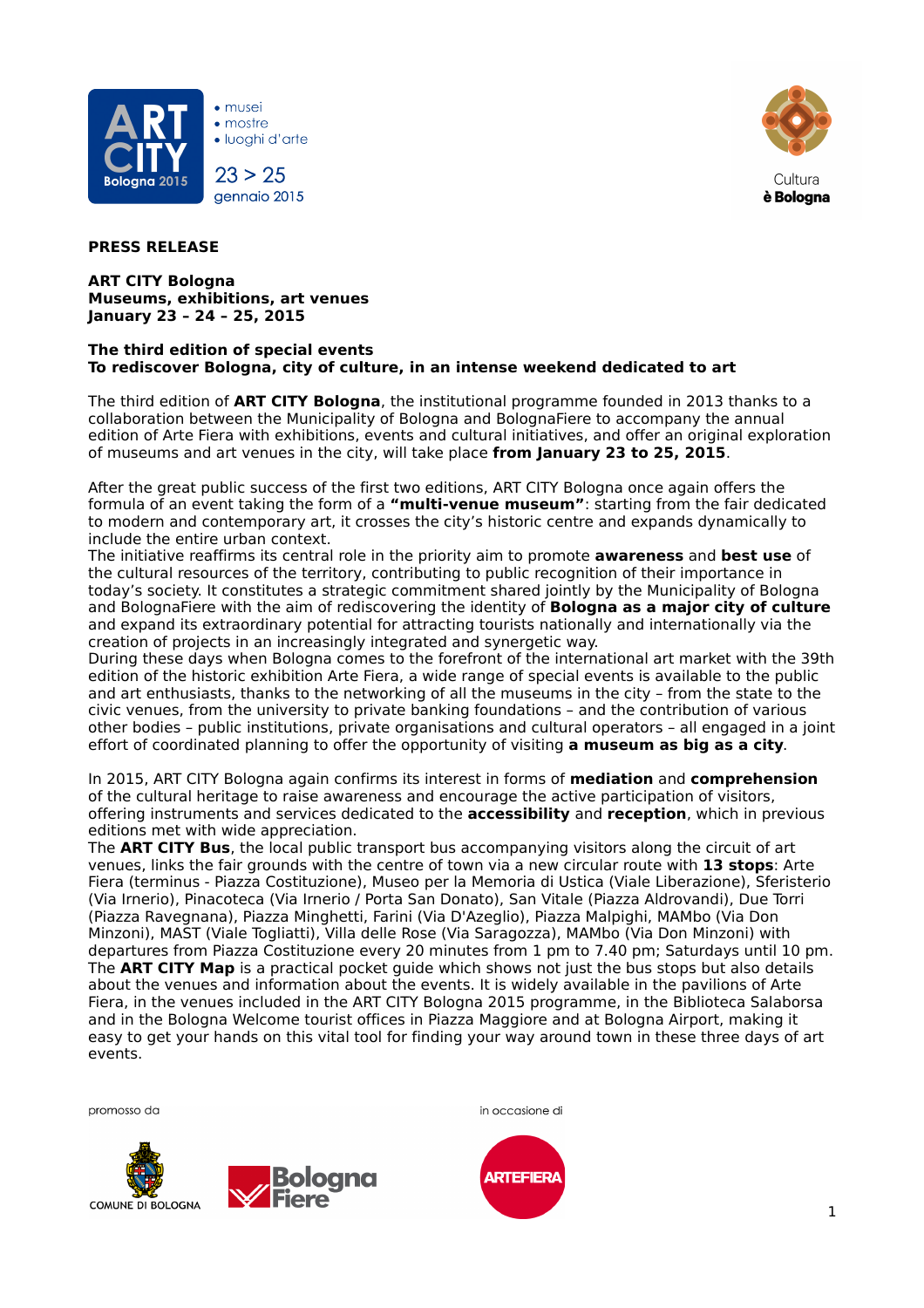**PRESS RELEASE**

**ART CITY Bologna**
**Museums, exhibitions, art venues**
**January 23 – 24 – 25, 2015**

**The third edition of special events**
**To rediscover Bologna, city of culture, in an intense weekend dedicated to art**

The third edition of **ART CITY Bologna**, the institutional programme founded in 2013 thanks to a collaboration between the Municipality of Bologna and BolognaFiere to accompany the annual edition of Arte Fiera with exhibitions, events and cultural initiatives, and offer an original exploration of museums and art venues in the city, will take place **from January 23 to 25, 2015**.

After the great public success of the first two editions, ART CITY Bologna once again offers the formula of an event taking the form of a **"multi-venue museum"**: starting from the fair dedicated to modern and contemporary art, it crosses the city's historic centre and expands dynamically to include the entire urban context.
The initiative reaffirms its central role in the priority aim to promote **awareness** and **best use** of the cultural resources of the territory, contributing to public recognition of their importance in today's society. It constitutes a strategic commitment shared jointly by the Municipality of Bologna and BolognaFiere with the aim of rediscovering the identity of **Bologna as a major city of culture** and expand its extraordinary potential for attracting tourists nationally and internationally via the creation of projects in an increasingly integrated and synergetic way.
During these days when Bologna comes to the forefront of the international art market with the 39th edition of the historic exhibition Arte Fiera, a wide range of special events is available to the public and art enthusiasts, thanks to the networking of all the museums in the city – from the state to the civic venues, from the university to private banking foundations – and the contribution of various other bodies – public institutions, private organisations and cultural operators – all engaged in a joint effort of coordinated planning to offer the opportunity of visiting **a museum as big as a city**.

In 2015, ART CITY Bologna again confirms its interest in forms of **mediation** and **comprehension** of the cultural heritage to raise awareness and encourage the active participation of visitors, offering instruments and services dedicated to the **accessibility** and **reception**, which in previous editions met with wide appreciation.
The **ART CITY Bus**, the local public transport bus accompanying visitors along the circuit of art venues, links the fair grounds with the centre of town via a new circular route with **13 stops**: Arte Fiera (terminus - Piazza Costituzione), Museo per la Memoria di Ustica (Viale Liberazione), Sferisterio (Via Irnerio), Pinacoteca (Via Irnerio / Porta San Donato), San Vitale (Piazza Aldrovandi), Due Torri (Piazza Ravegnana), Piazza Minghetti, Farini (Via D'Azeglio), Piazza Malpighi, MAMbo (Via Don Minzoni), MAST (Viale Togliatti), Villa delle Rose (Via Saragozza), MAMbo (Via Don Minzoni) with departures from Piazza Costituzione every 20 minutes from 1 pm to 7.40 pm; Saturdays until 10 pm.
The **ART CITY Map** is a practical pocket guide which shows not just the bus stops but also details about the venues and information about the events. It is widely available in the pavilions of Arte Fiera, in the venues included in the ART CITY Bologna 2015 programme, in the Biblioteca Salaborsa and in the Bologna Welcome tourist offices in Piazza Maggiore and at Bologna Airport, making it easy to get your hands on this vital tool for finding your way around town in these three days of art events.

promosso da

in occasione di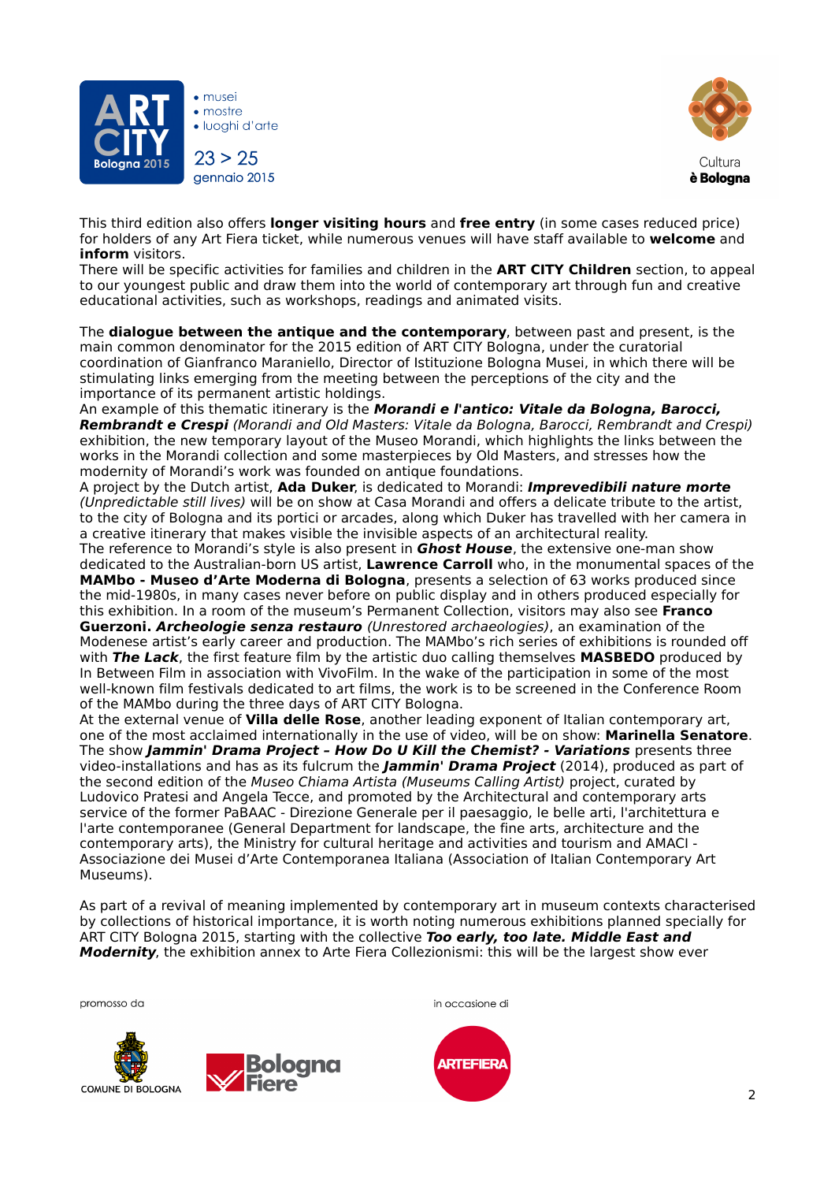This third edition also offers **longer visiting hours** and **free entry** (in some cases reduced price) for holders of any Art Fiera ticket, while numerous venues will have staff available to **welcome** and **inform** visitors.
There will be specific activities for families and children in the **ART CITY Children** section, to appeal to our youngest public and draw them into the world of contemporary art through fun and creative educational activities, such as workshops, readings and animated visits.

The **dialogue between the antique and the contemporary**, between past and present, is the main common denominator for the 2015 edition of ART CITY Bologna, under the curatorial coordination of Gianfranco Maraniello, Director of Istituzione Bologna Musei, in which there will be stimulating links emerging from the meeting between the perceptions of the city and the importance of its permanent artistic holdings.
An example of this thematic itinerary is the ***Morandi e l'antico: Vitale da Bologna, Barocci, Rembrandt e Crespi*** *(Morandi and Old Masters: Vitale da Bologna, Barocci, Rembrandt and Crespi)* exhibition, the new temporary layout of the Museo Morandi, which highlights the links between the works in the Morandi collection and some masterpieces by Old Masters, and stresses how the modernity of Morandi's work was founded on antique foundations.
A project by the Dutch artist, **Ada Duker**, is dedicated to Morandi: ***Imprevedibili nature morte*** *(Unpredictable still lives)* will be on show at Casa Morandi and offers a delicate tribute to the artist, to the city of Bologna and its portici or arcades, along which Duker has travelled with her camera in a creative itinerary that makes visible the invisible aspects of an architectural reality.
The reference to Morandi's style is also present in ***Ghost House***, the extensive one-man show dedicated to the Australian-born US artist, **Lawrence Carroll** who, in the monumental spaces of the **MAMbo - Museo d'Arte Moderna di Bologna**, presents a selection of 63 works produced since the mid-1980s, in many cases never before on public display and in others produced especially for this exhibition. In a room of the museum's Permanent Collection, visitors may also see **Franco Guerzoni.** ***Archeologie senza restauro*** *(Unrestored archaeologies)*, an examination of the Modenese artist's early career and production. The MAMbo's rich series of exhibitions is rounded off with ***The Lack***, the first feature film by the artistic duo calling themselves **MASBEDO** produced by In Between Film in association with VivoFilm. In the wake of the participation in some of the most well-known film festivals dedicated to art films, the work is to be screened in the Conference Room of the MAMbo during the three days of ART CITY Bologna.
At the external venue of **Villa delle Rose**, another leading exponent of Italian contemporary art, one of the most acclaimed internationally in the use of video, will be on show: **Marinella Senatore**. The show ***Jammin' Drama Project – How Do U Kill the Chemist? - Variations*** presents three video-installations and has as its fulcrum the ***Jammin' Drama Project*** (2014), produced as part of the second edition of the *Museo Chiama Artista (Museums Calling Artist)* project, curated by Ludovico Pratesi and Angela Tecce, and promoted by the Architectural and contemporary arts service of the former PaBAAC - Direzione Generale per il paesaggio, le belle arti, l'architettura e l'arte contemporanee (General Department for landscape, the fine arts, architecture and the contemporary arts), the Ministry for cultural heritage and activities and tourism and AMACI - Associazione dei Musei d'Arte Contemporanea Italiana (Association of Italian Contemporary Art Museums).

As part of a revival of meaning implemented by contemporary art in museum contexts characterised by collections of historical importance, it is worth noting numerous exhibitions planned specially for ART CITY Bologna 2015, starting with the collective ***Too early, too late. Middle East and Modernity***, the exhibition annex to Arte Fiera Collezionismi: this will be the largest show ever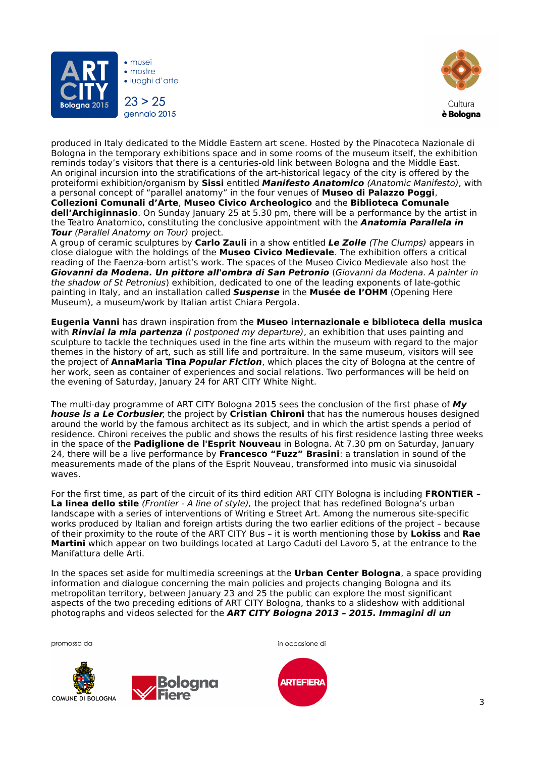produced in Italy dedicated to the Middle Eastern art scene. Hosted by the Pinacoteca Nazionale di Bologna in the temporary exhibitions space and in some rooms of the museum itself, the exhibition reminds today's visitors that there is a centuries-old link between Bologna and the Middle East.
An original incursion into the stratifications of the art-historical legacy of the city is offered by the proteiformi exhibition/organism by **Sissi** entitled ***Manifesto Anatomico*** *(Anatomic Manifesto)*, with a personal concept of "parallel anatomy" in the four venues of **Museo di Palazzo Poggi**, **Collezioni Comunali d'Arte**, **Museo Civico Archeologico** and the **Biblioteca Comunale dell'Archiginnasio**. On Sunday January 25 at 5.30 pm, there will be a performance by the artist in the Teatro Anatomico, constituting the conclusive appointment with the ***Anatomia Parallela in Tour*** *(Parallel Anatomy on Tour)* project.
A group of ceramic sculptures by **Carlo Zauli** in a show entitled ***Le Zolle*** *(The Clumps)* appears in close dialogue with the holdings of the **Museo Civico Medievale**. The exhibition offers a critical reading of the Faenza-born artist's work. The spaces of the Museo Civico Medievale also host the ***Giovanni da Modena. Un pittore all'ombra di San Petronio*** (*Giovanni da Modena. A painter in the shadow of St Petronius*) exhibition, dedicated to one of the leading exponents of late-gothic painting in Italy, and an installation called ***Suspense*** in the **Musée de l'OHM** (Opening Here Museum), a museum/work by Italian artist Chiara Pergola.

**Eugenia Vanni** has drawn inspiration from the **Museo internazionale e biblioteca della musica** with ***Rinviai la mia partenza*** *(I postponed my departure)*, an exhibition that uses painting and sculpture to tackle the techniques used in the fine arts within the museum with regard to the major themes in the history of art, such as still life and portraiture. In the same museum, visitors will see the project of **AnnaMaria Tina *Popular Fiction***, which places the city of Bologna at the centre of her work, seen as container of experiences and social relations. Two performances will be held on the evening of Saturday, January 24 for ART CITY White Night.

The multi-day programme of ART CITY Bologna 2015 sees the conclusion of the first phase of ***My house is a Le Corbusier***, the project by **Cristian Chironi** that has the numerous houses designed around the world by the famous architect as its subject, and in which the artist spends a period of residence. Chironi receives the public and shows the results of his first residence lasting three weeks in the space of the **Padiglione de l'Esprit Nouveau** in Bologna. At 7.30 pm on Saturday, January 24, there will be a live performance by **Francesco "Fuzz" Brasini**: a translation in sound of the measurements made of the plans of the Esprit Nouveau, transformed into music via sinusoidal waves.

For the first time, as part of the circuit of its third edition ART CITY Bologna is including **FRONTIER – La linea dello stile** *(Frontier - A line of style),* the project that has redefined Bologna's urban landscape with a series of interventions of Writing e Street Art. Among the numerous site-specific works produced by Italian and foreign artists during the two earlier editions of the project – because of their proximity to the route of the ART CITY Bus – it is worth mentioning those by **Lokiss** and **Rae Martini** which appear on two buildings located at Largo Caduti del Lavoro 5, at the entrance to the Manifattura delle Arti.

In the spaces set aside for multimedia screenings at the **Urban Center Bologna**, a space providing information and dialogue concerning the main policies and projects changing Bologna and its metropolitan territory, between January 23 and 25 the public can explore the most significant aspects of the two preceding editions of ART CITY Bologna, thanks to a slideshow with additional photographs and videos selected for the ***ART CITY Bologna 2013 – 2015. Immagini di un***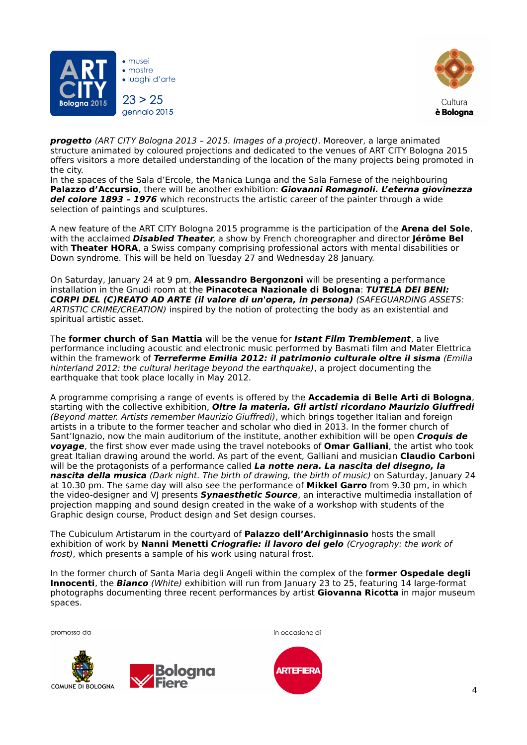**progetto** *(ART CITY Bologna 2013 – 2015. Images of a project)*. Moreover, a large animated structure animated by coloured projections and dedicated to the venues of ART CITY Bologna 2015 offers visitors a more detailed understanding of the location of the many projects being promoted in the city.
In the spaces of the Sala d'Ercole, the Manica Lunga and the Sala Farnese of the neighbouring **Palazzo d'Accursio**, there will be another exhibition: ***Giovanni Romagnoli. L'eterna giovinezza del colore 1893 – 1976*** which reconstructs the artistic career of the painter through a wide selection of paintings and sculptures.

A new feature of the ART CITY Bologna 2015 programme is the participation of the **Arena del Sole**, with the acclaimed ***Disabled Theater***, a show by French choreographer and director **Jérôme Bel** with **Theater HORA**, a Swiss company comprising professional actors with mental disabilities or Down syndrome. This will be held on Tuesday 27 and Wednesday 28 January.

On Saturday, January 24 at 9 pm, **Alessandro Bergonzoni** will be presenting a performance installation in the Gnudi room at the **Pinacoteca Nazionale di Bologna**: ***TUTELA DEI BENI: CORPI DEL (C)REATO AD ARTE (il valore di un'opera, in persona)*** *(SAFEGUARDING ASSETS: ARTISTIC CRIME/CREATION)* inspired by the notion of protecting the body as an existential and spiritual artistic asset.

The **former church of San Mattia** will be the venue for ***Istant Film Tremblement***, a live performance including acoustic and electronic music performed by Basmati film and Mater Elettrica within the framework of ***Terreferme Emilia 2012: il patrimonio culturale oltre il sisma*** *(Emilia hinterland 2012: the cultural heritage beyond the earthquake)*, a project documenting the earthquake that took place locally in May 2012.

A programme comprising a range of events is offered by the **Accademia di Belle Arti di Bologna**, starting with the collective exhibition, ***Oltre la materia. Gli artisti ricordano Maurizio Giuffredi*** *(Beyond matter. Artists remember Maurizio Giuffredi)*, which brings together Italian and foreign artists in a tribute to the former teacher and scholar who died in 2013. In the former church of Sant'Ignazio, now the main auditorium of the institute, another exhibition will be open ***Croquis de voyage***, the first show ever made using the travel notebooks of **Omar Galliani**, the artist who took great Italian drawing around the world. As part of the event, Galliani and musician **Claudio Carboni** will be the protagonists of a performance called ***La notte nera. La nascita del disegno, la nascita della musica*** *(Dark night. The birth of drawing, the birth of music)* on Saturday, January 24 at 10.30 pm. The same day will also see the performance of **Mikkel Garro** from 9.30 pm, in which the video-designer and VJ presents ***Synaesthetic Source***, an interactive multimedia installation of projection mapping and sound design created in the wake of a workshop with students of the Graphic design course, Product design and Set design courses.

The Cubiculum Artistarum in the courtyard of **Palazzo dell'Archiginnasio** hosts the small exhibition of work by **Nanni Menetti *Criografie: il lavoro del gelo*** *(Cryography: the work of frost)*, which presents a sample of his work using natural frost.

In the former church of Santa Maria degli Angeli within the complex of the f**ormer Ospedale degli Innocenti**, the ***Bianco*** *(White)* exhibition will run from January 23 to 25, featuring 14 large-format photographs documenting three recent performances by artist **Giovanna Ricotta** in major museum spaces.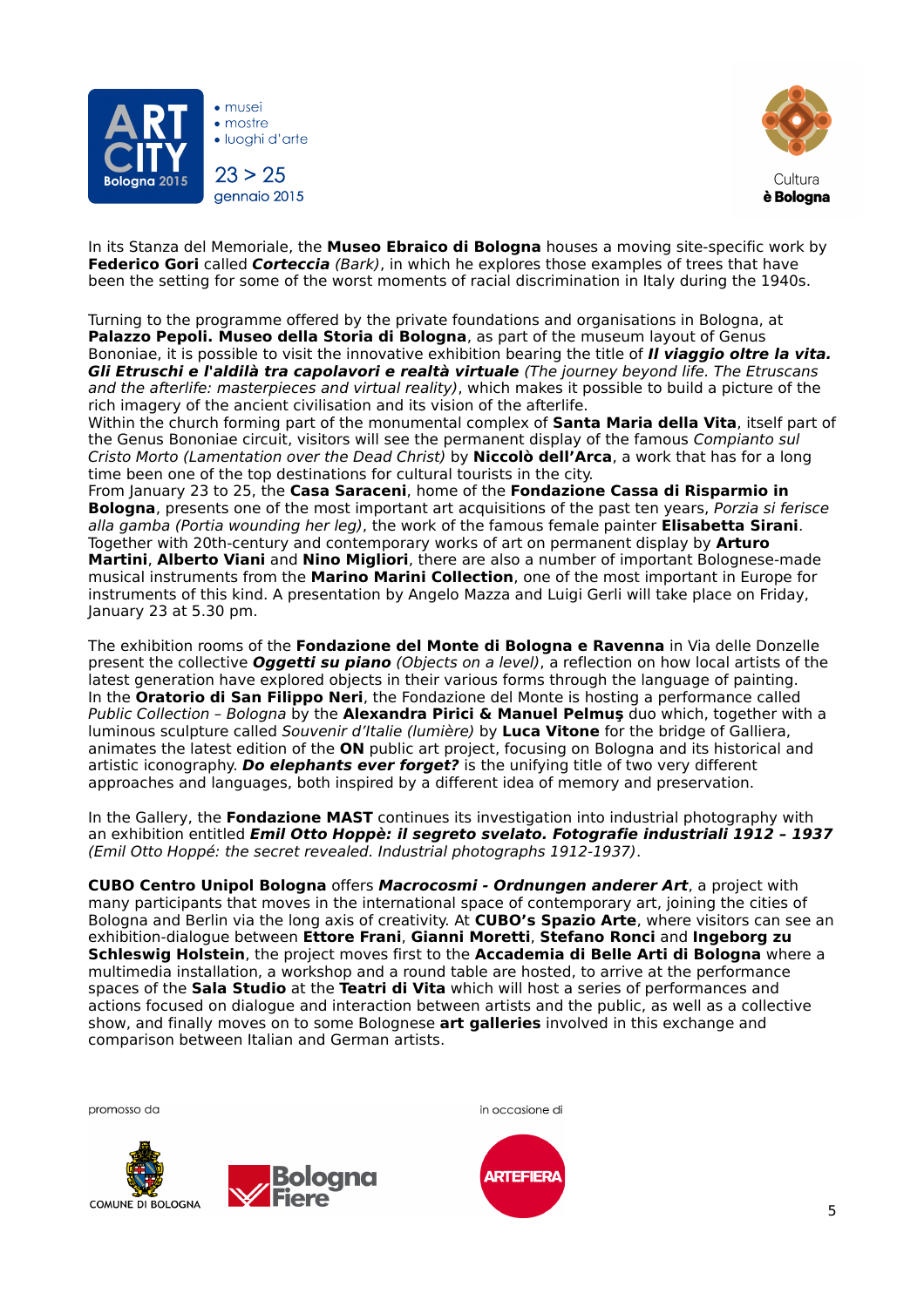In its Stanza del Memoriale, the **Museo Ebraico di Bologna** houses a moving site-specific work by **Federico Gori** called ***Corteccia*** *(Bark)*, in which he explores those examples of trees that have been the setting for some of the worst moments of racial discrimination in Italy during the 1940s.

Turning to the programme offered by the private foundations and organisations in Bologna, at **Palazzo Pepoli. Museo della Storia di Bologna**, as part of the museum layout of Genus Bononiae, it is possible to visit the innovative exhibition bearing the title of ***Il viaggio oltre la vita. Gli Etruschi e l'aldilà tra capolavori e realtà virtuale*** *(The journey beyond life. The Etruscans and the afterlife: masterpieces and virtual reality)*, which makes it possible to build a picture of the rich imagery of the ancient civilisation and its vision of the afterlife.
Within the church forming part of the monumental complex of **Santa Maria della Vita**, itself part of the Genus Bononiae circuit, visitors will see the permanent display of the famous *Compianto sul Cristo Morto (Lamentation over the Dead Christ)* by **Niccolò dell'Arca**, a work that has for a long time been one of the top destinations for cultural tourists in the city.
From January 23 to 25, the **Casa Saraceni**, home of the **Fondazione Cassa di Risparmio in Bologna**, presents one of the most important art acquisitions of the past ten years, *Porzia si ferisce alla gamba (Portia wounding her leg)*, the work of the famous female painter **Elisabetta Sirani**. Together with 20th-century and contemporary works of art on permanent display by **Arturo Martini**, **Alberto Viani** and **Nino Migliori**, there are also a number of important Bolognese-made musical instruments from the **Marino Marini Collection**, one of the most important in Europe for instruments of this kind. A presentation by Angelo Mazza and Luigi Gerli will take place on Friday, January 23 at 5.30 pm.

The exhibition rooms of the **Fondazione del Monte di Bologna e Ravenna** in Via delle Donzelle present the collective ***Oggetti su piano*** *(Objects on a level)*, a reflection on how local artists of the latest generation have explored objects in their various forms through the language of painting.
In the **Oratorio di San Filippo Neri**, the Fondazione del Monte is hosting a performance called *Public Collection – Bologna* by the **Alexandra Pirici & Manuel Pelmuş** duo which, together with a luminous sculpture called *Souvenir d'Italie (lumière)* by **Luca Vitone** for the bridge of Galliera, animates the latest edition of the **ON** public art project, focusing on Bologna and its historical and artistic iconography. ***Do elephants ever forget?*** is the unifying title of two very different approaches and languages, both inspired by a different idea of memory and preservation.

In the Gallery, the **Fondazione MAST** continues its investigation into industrial photography with an exhibition entitled ***Emil Otto Hoppè: il segreto svelato. Fotografie industriali 1912 – 1937*** *(Emil Otto Hoppé: the secret revealed. Industrial photographs 1912-1937)*.

**CUBO Centro Unipol Bologna** offers ***Macrocosmi - Ordnungen anderer Art***, a project with many participants that moves in the international space of contemporary art, joining the cities of Bologna and Berlin via the long axis of creativity. At **CUBO's Spazio Arte**, where visitors can see an exhibition-dialogue between **Ettore Frani**, **Gianni Moretti**, **Stefano Ronci** and **Ingeborg zu Schleswig Holstein**, the project moves first to the **Accademia di Belle Arti di Bologna** where a multimedia installation, a workshop and a round table are hosted, to arrive at the performance spaces of the **Sala Studio** at the **Teatri di Vita** which will host a series of performances and actions focused on dialogue and interaction between artists and the public, as well as a collective show, and finally moves on to some Bolognese **art galleries** involved in this exchange and comparison between Italian and German artists.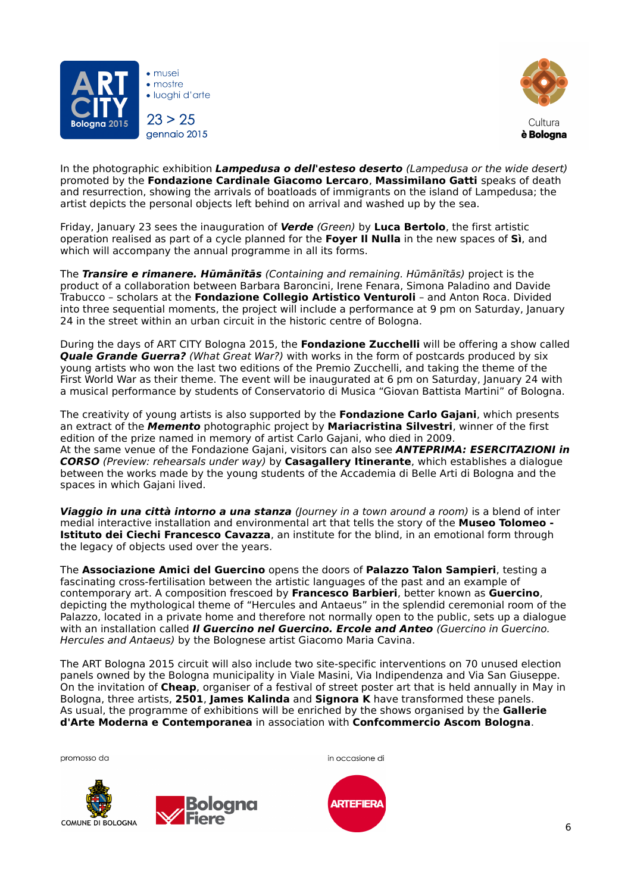In the photographic exhibition ***Lampedusa o dell'esteso deserto*** *(Lampedusa or the wide desert)* promoted by the **Fondazione Cardinale Giacomo Lercaro**, **Massimilano Gatti** speaks of death and resurrection, showing the arrivals of boatloads of immigrants on the island of Lampedusa; the artist depicts the personal objects left behind on arrival and washed up by the sea.

Friday, January 23 sees the inauguration of ***Verde*** *(Green)* by **Luca Bertolo**, the first artistic operation realised as part of a cycle planned for the **Foyer Il Nulla** in the new spaces of **Sì**, and which will accompany the annual programme in all its forms.

The ***Transire e rimanere. Hūmānĭtās*** *(Containing and remaining. Hūmānĭtās)* project is the product of a collaboration between Barbara Baroncini, Irene Fenara, Simona Paladino and Davide Trabucco – scholars at the **Fondazione Collegio Artistico Venturoli** – and Anton Roca. Divided into three sequential moments, the project will include a performance at 9 pm on Saturday, January 24 in the street within an urban circuit in the historic centre of Bologna.

During the days of ART CITY Bologna 2015, the **Fondazione Zucchelli** will be offering a show called ***Quale Grande Guerra?*** *(What Great War?)* with works in the form of postcards produced by six young artists who won the last two editions of the Premio Zucchelli, and taking the theme of the First World War as their theme. The event will be inaugurated at 6 pm on Saturday, January 24 with a musical performance by students of Conservatorio di Musica "Giovan Battista Martini" of Bologna.

The creativity of young artists is also supported by the **Fondazione Carlo Gajani**, which presents an extract of the ***Memento*** photographic project by **Mariacristina Silvestri**, winner of the first edition of the prize named in memory of artist Carlo Gajani, who died in 2009.
At the same venue of the Fondazione Gajani, visitors can also see ***ANTEPRIMA: ESERCITAZIONI in CORSO*** *(Preview: rehearsals under way)* by **Casagallery Itinerante**, which establishes a dialogue between the works made by the young students of the Accademia di Belle Arti di Bologna and the spaces in which Gajani lived.

***Viaggio in una città intorno a una stanza*** *(Journey in a town around a room)* is a blend of inter medial interactive installation and environmental art that tells the story of the **Museo Tolomeo - Istituto dei Ciechi Francesco Cavazza**, an institute for the blind, in an emotional form through the legacy of objects used over the years.

The **Associazione Amici del Guercino** opens the doors of **Palazzo Talon Sampieri**, testing a fascinating cross-fertilisation between the artistic languages of the past and an example of contemporary art. A composition frescoed by **Francesco Barbieri**, better known as **Guercino**, depicting the mythological theme of "Hercules and Antaeus" in the splendid ceremonial room of the Palazzo, located in a private home and therefore not normally open to the public, sets up a dialogue with an installation called ***Il Guercino nel Guercino. Ercole and Anteo*** *(Guercino in Guercino. Hercules and Antaeus)* by the Bolognese artist Giacomo Maria Cavina.

The ART Bologna 2015 circuit will also include two site-specific interventions on 70 unused election panels owned by the Bologna municipality in Viale Masini, Via Indipendenza and Via San Giuseppe. On the invitation of **Cheap**, organiser of a festival of street poster art that is held annually in May in Bologna, three artists, **2501**, **James Kalinda** and **Signora K** have transformed these panels.
As usual, the programme of exhibitions will be enriched by the shows organised by the **Gallerie d'Arte Moderna e Contemporanea** in association with **Confcommercio Ascom Bologna**.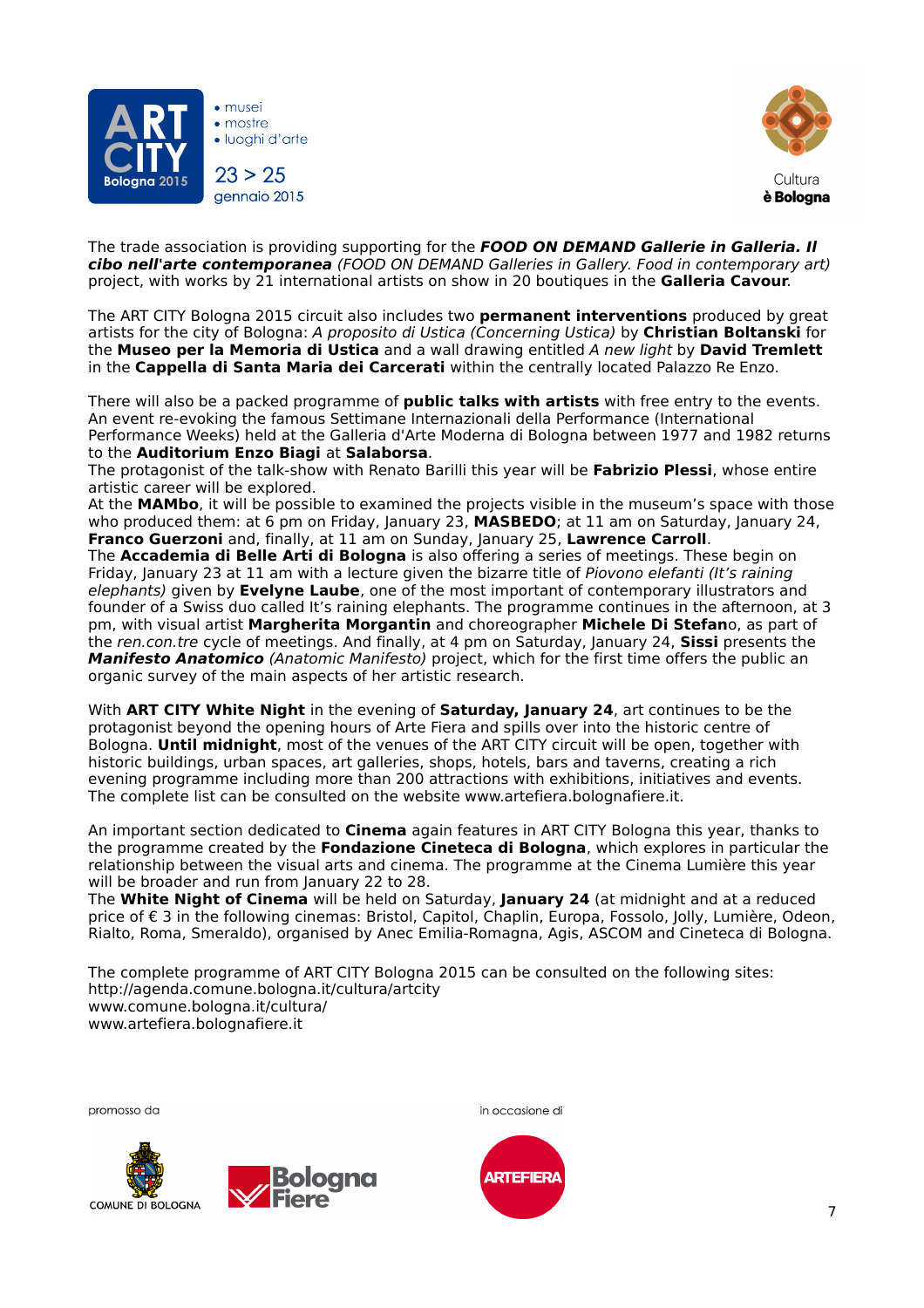The trade association is providing supporting for the ***FOOD ON DEMAND Gallerie in Galleria. Il cibo nell'arte contemporanea*** *(FOOD ON DEMAND Galleries in Gallery. Food in contemporary art)* project, with works by 21 international artists on show in 20 boutiques in the **Galleria Cavour**.

The ART CITY Bologna 2015 circuit also includes two **permanent interventions** produced by great artists for the city of Bologna: *A proposito di Ustica (Concerning Ustica)* by **Christian Boltanski** for the **Museo per la Memoria di Ustica** and a wall drawing entitled *A new light* by **David Tremlett** in the **Cappella di Santa Maria dei Carcerati** within the centrally located Palazzo Re Enzo.

There will also be a packed programme of **public talks with artists** with free entry to the events. An event re-evoking the famous Settimane Internazionali della Performance (International Performance Weeks) held at the Galleria d'Arte Moderna di Bologna between 1977 and 1982 returns to the **Auditorium Enzo Biagi** at **Salaborsa**.
The protagonist of the talk-show with Renato Barilli this year will be **Fabrizio Plessi**, whose entire artistic career will be explored.
At the **MAMbo**, it will be possible to examined the projects visible in the museum's space with those who produced them: at 6 pm on Friday, January 23, **MASBEDO**; at 11 am on Saturday, January 24, **Franco Guerzoni** and, finally, at 11 am on Sunday, January 25, **Lawrence Carroll**.
The **Accademia di Belle Arti di Bologna** is also offering a series of meetings. These begin on Friday, January 23 at 11 am with a lecture given the bizarre title of *Piovono elefanti (It's raining elephants)* given by **Evelyne Laube**, one of the most important of contemporary illustrators and founder of a Swiss duo called It's raining elephants. The programme continues in the afternoon, at 3 pm, with visual artist **Margherita Morgantin** and choreographer **Michele Di Stefan**o, as part of the *ren.con.tre* cycle of meetings. And finally, at 4 pm on Saturday, January 24, **Sissi** presents the ***Manifesto Anatomico*** *(Anatomic Manifesto)* project, which for the first time offers the public an organic survey of the main aspects of her artistic research.

With **ART CITY White Night** in the evening of **Saturday, January 24**, art continues to be the protagonist beyond the opening hours of Arte Fiera and spills over into the historic centre of Bologna. **Until midnight**, most of the venues of the ART CITY circuit will be open, together with historic buildings, urban spaces, art galleries, shops, hotels, bars and taverns, creating a rich evening programme including more than 200 attractions with exhibitions, initiatives and events. The complete list can be consulted on the website www.artefiera.bolognafiere.it.

An important section dedicated to **Cinema** again features in ART CITY Bologna this year, thanks to the programme created by the **Fondazione Cineteca di Bologna**, which explores in particular the relationship between the visual arts and cinema. The programme at the Cinema Lumière this year will be broader and run from January 22 to 28.
The **White Night of Cinema** will be held on Saturday, **January 24** (at midnight and at a reduced price of € 3 in the following cinemas: Bristol, Capitol, Chaplin, Europa, Fossolo, Jolly, Lumière, Odeon, Rialto, Roma, Smeraldo), organised by Anec Emilia-Romagna, Agis, ASCOM and Cineteca di Bologna.

The complete programme of ART CITY Bologna 2015 can be consulted on the following sites:
http://agenda.comune.bologna.it/cultura/artcity
www.comune.bologna.it/cultura/
www.artefiera.bolognafiere.it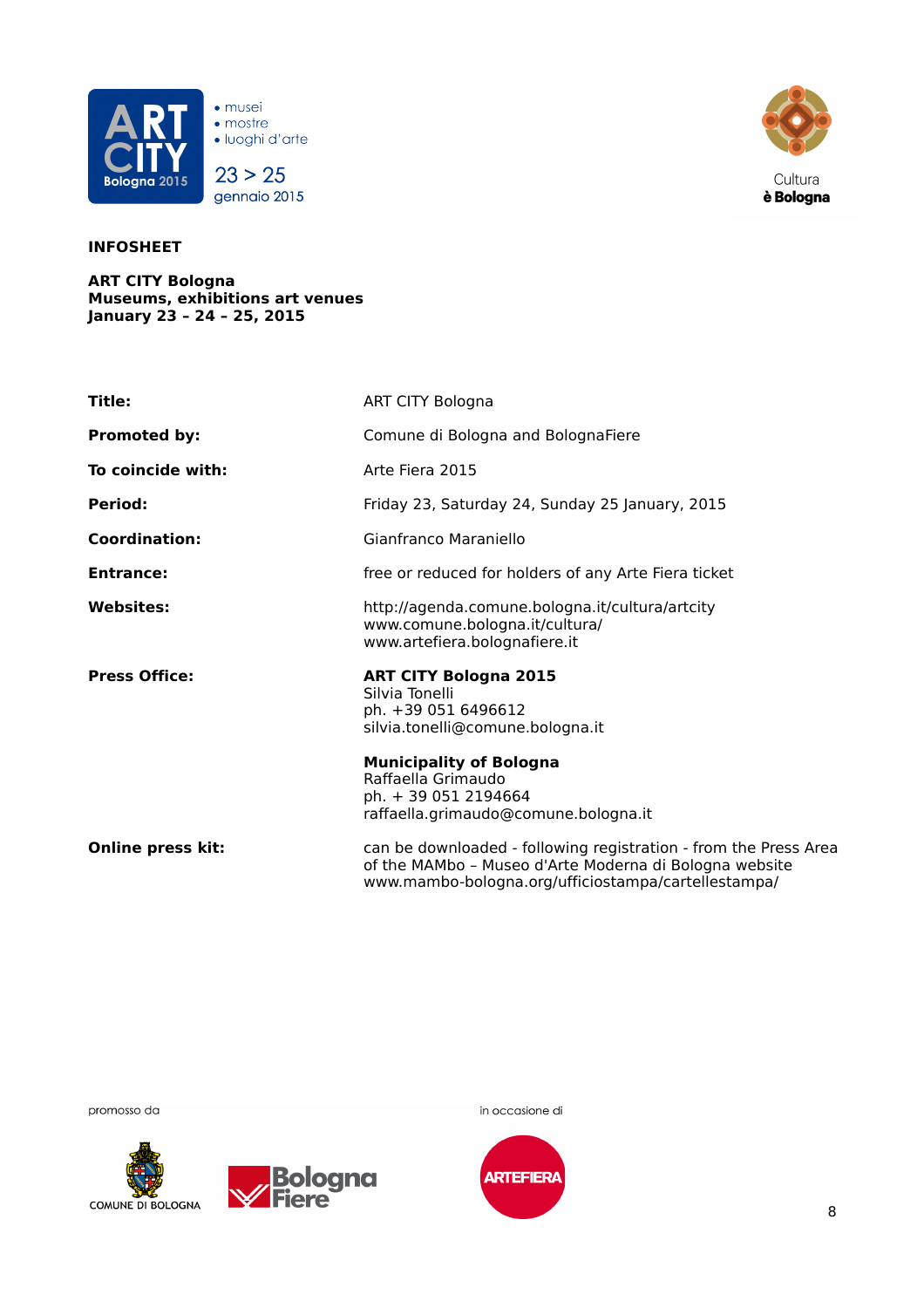• musei
• mostre
• luoghi d'arte

23 > 25
gennaio 2015

Cultura
è Bologna

**INFOSHEET**

**ART CITY Bologna**
**Museums, exhibitions art venues**
**January 23 – 24 – 25, 2015**

| | |
|---|---|
| **Title:** | ART CITY Bologna |
| **Promoted by:** | Comune di Bologna and BolognaFiere |
| **To coincide with:** | Arte Fiera 2015 |
| **Period:** | Friday 23, Saturday 24, Sunday 25 January, 2015 |
| **Coordination:** | Gianfranco Maraniello |
| **Entrance:** | free or reduced for holders of any Arte Fiera ticket |
| **Websites:** | http://agenda.comune.bologna.it/cultura/artcity<br>www.comune.bologna.it/cultura/<br>www.artefiera.bolognafiere.it |
| **Press Office:** | **ART CITY Bologna 2015**<br>Silvia Tonelli<br>ph. +39 051 6496612<br>silvia.tonelli@comune.bologna.it<br><br>**Municipality of Bologna**<br>Raffaella Grimaudo<br>ph. + 39 051 2194664<br>raffaella.grimaudo@comune.bologna.it |
| **Online press kit:** | can be downloaded - following registration - from the Press Area of the MAMbo – Museo d'Arte Moderna di Bologna website<br>www.mambo-bologna.org/ufficiostampa/cartellestampa/ |

promosso da

COMUNE DI BOLOGNA

in occasione di